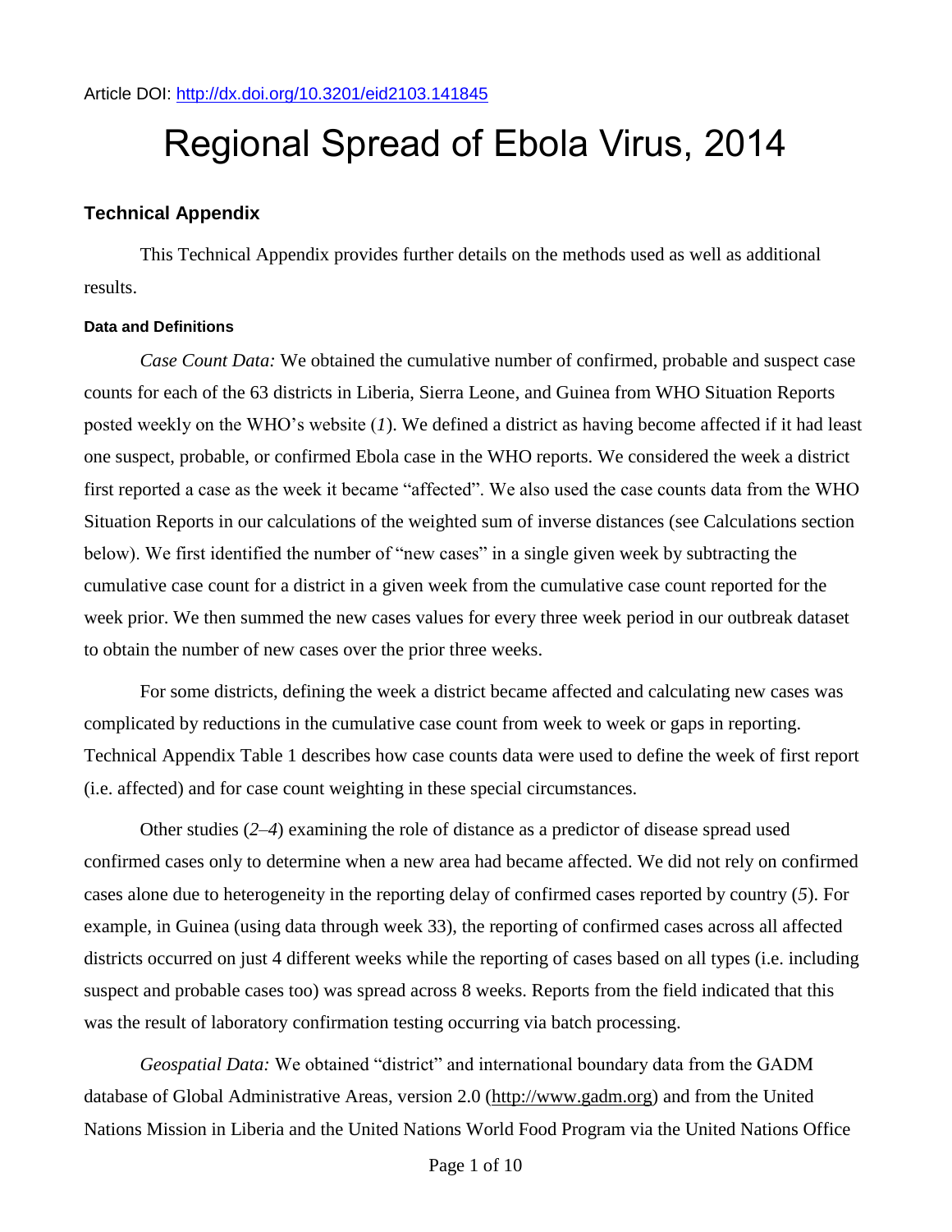Article DOI: http://dx.doi.org/10.3201/eid2103.141845

# Regional Spread of Ebola Virus, 2014

## Technical Appendix

This Technical Appendix provides further details on the methods used as well as additional results.

### Data and Definitions

*Case Count Data:* We obtained the cumulative number of confirmed, probable and suspect case counts for each of the 63 districts in Liberia, Sierra Leone, and Guinea from WHO Situation Reports posted weekly on the WHO's website (*1*). We defined a district as having become affected if it had least one suspect, probable, or confirmed Ebola case in the WHO reports. We considered the week a district first reported a case as the week it became "affected". We also used the case counts data from the WHO Situation Reports in our calculations of the weighted sum of inverse distances (see Calculations section below). We first identified the number of "new cases" in a single given week by subtracting the cumulative case count for a district in a given week from the cumulative case count reported for the week prior. We then summed the new cases values for every three week period in our outbreak dataset to obtain the number of new cases over the prior three weeks.

For some districts, defining the week a district became affected and calculating new cases was complicated by reductions in the cumulative case count from week to week or gaps in reporting. Technical Appendix Table 1 describes how case counts data were used to define the week of first report (i.e. affected) and for case count weighting in these special circumstances.

Other studies (*2*–*4*) examining the role of distance as a predictor of disease spread used confirmed cases only to determine when a new area had became affected. We did not rely on confirmed cases alone due to heterogeneity in the reporting delay of confirmed cases reported by country (*5*). For example, in Guinea (using data through week 33), the reporting of confirmed cases across all affected districts occurred on just 4 different weeks while the reporting of cases based on all types (i.e. including suspect and probable cases too) was spread across 8 weeks. Reports from the field indicated that this was the result of laboratory confirmation testing occurring via batch processing.

*Geospatial Data:* We obtained "district" and international boundary data from the GADM database of Global Administrative Areas, version 2.0 (http://www.gadm.org) and from the United Nations Mission in Liberia and the United Nations World Food Program via the United Nations Office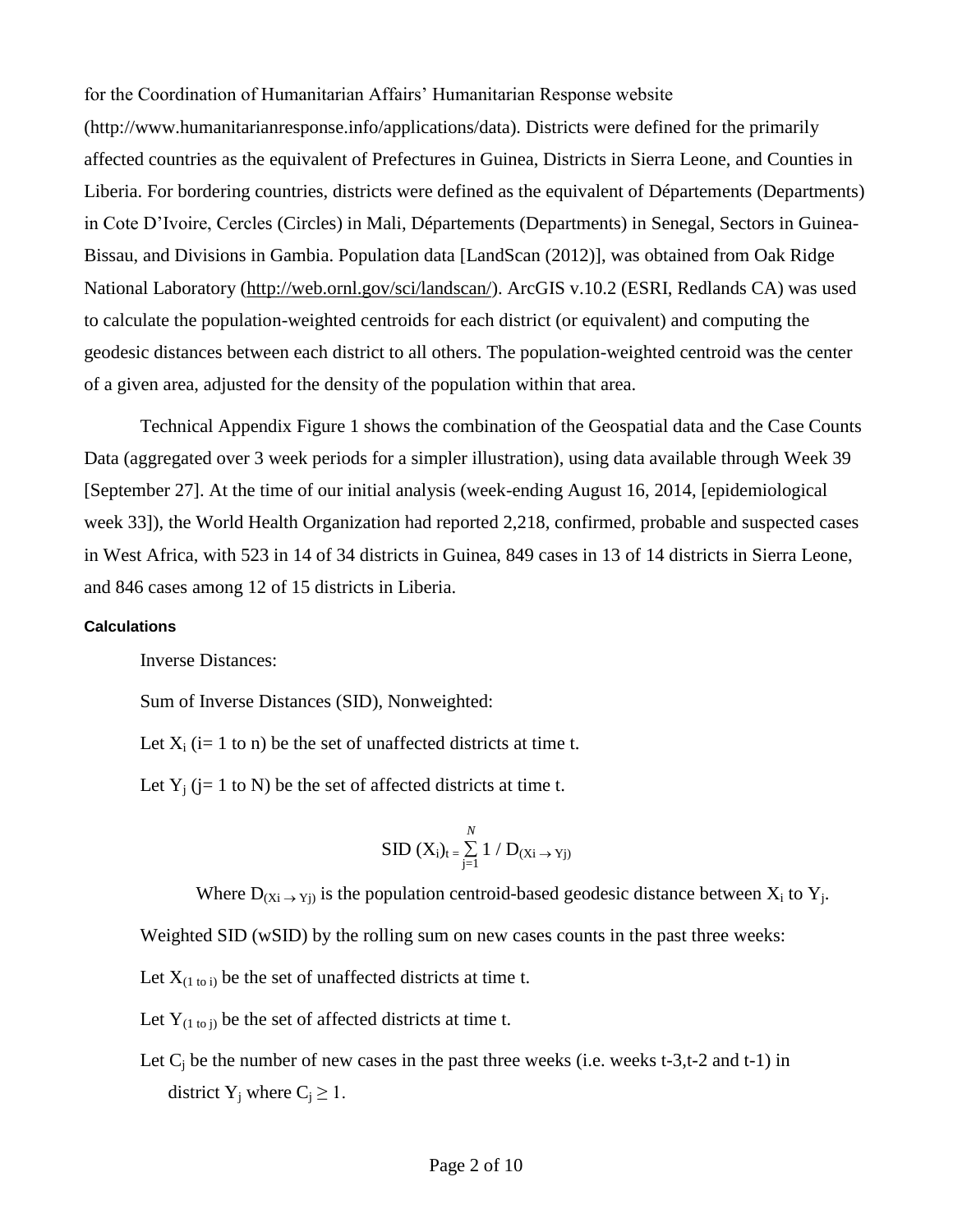for the Coordination of Humanitarian Affairs' Humanitarian Response website (http://www.humanitarianresponse.info/applications/data). Districts were defined for the primarily affected countries as the equivalent of Prefectures in Guinea, Districts in Sierra Leone, and Counties in Liberia. For bordering countries, districts were defined as the equivalent of Départements (Departments) in Cote D'Ivoire, Cercles (Circles) in Mali, Départements (Departments) in Senegal, Sectors in Guinea-Bissau, and Divisions in Gambia. Population data [LandScan (2012)], was obtained from Oak Ridge National Laboratory (http://web.ornl.gov/sci/landscan/). ArcGIS v.10.2 (ESRI, Redlands CA) was used to calculate the population-weighted centroids for each district (or equivalent) and computing the geodesic distances between each district to all others. The population-weighted centroid was the center of a given area, adjusted for the density of the population within that area.

Technical Appendix Figure 1 shows the combination of the Geospatial data and the Case Counts Data (aggregated over 3 week periods for a simpler illustration), using data available through Week 39 [September 27]. At the time of our initial analysis (week-ending August 16, 2014, [epidemiological week 33]), the World Health Organization had reported 2,218, confirmed, probable and suspected cases in West Africa, with 523 in 14 of 34 districts in Guinea, 849 cases in 13 of 14 districts in Sierra Leone, and 846 cases among 12 of 15 districts in Liberia.

#### Calculations

Inverse Distances:

Sum of Inverse Distances (SID), Nonweighted:

Let $X_i$ (i= 1 to n) be the set of unaffected districts at time t.

Let $Y_j$ (j= 1 to N) be the set of affected districts at time t.

$$\text{SID}\ (X_i)_t = \sum_{j=1}^{N} 1 \ / \ D_{(Xi \rightarrow Yj)}$$

Where $D_{(Xi \rightarrow Yj)}$ is the population centroid-based geodesic distance between $X_i$ to $Y_j$.

Weighted SID (wSID) by the rolling sum on new cases counts in the past three weeks:

Let $X_{(1 \text{ to } i)}$ be the set of unaffected districts at time t.

Let $Y_{(1 \text{ to } j)}$ be the set of affected districts at time t.

Let $C_j$ be the number of new cases in the past three weeks (i.e. weeks t-3,t-2 and t-1) in district $Y_j$ where $C_j \geq 1$.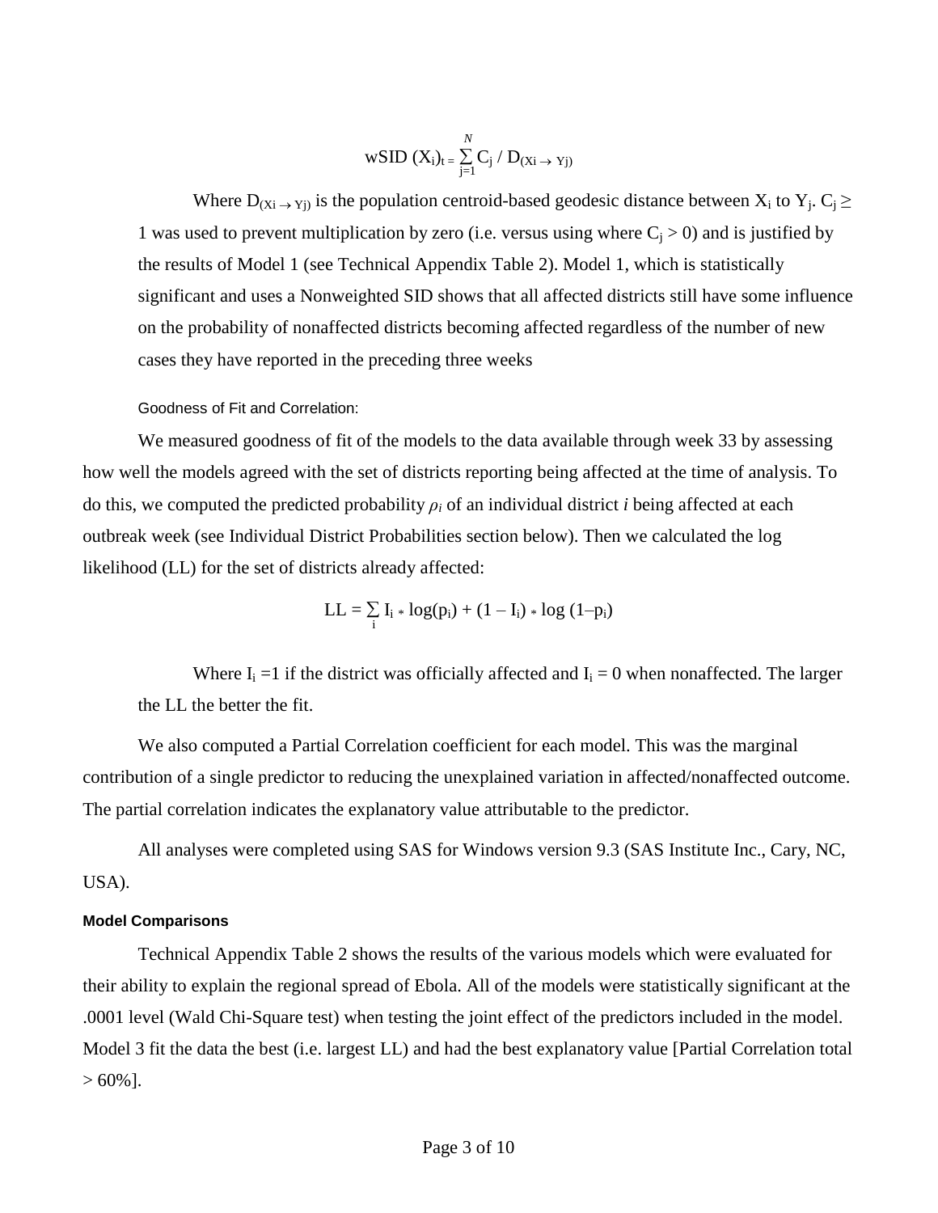$$\text{wSID}(X_i)_t = \sum_{j=1}^{N} C_j / D_{(X_i \rightarrow Y_j)}$$

Where $D_{(X_i \rightarrow Y_j)}$ is the population centroid-based geodesic distance between $X_i$ to $Y_j$. $C_j \geq 1$ was used to prevent multiplication by zero (i.e. versus using where $C_j > 0$) and is justified by the results of Model 1 (see Technical Appendix Table 2). Model 1, which is statistically significant and uses a Nonweighted SID shows that all affected districts still have some influence on the probability of nonaffected districts becoming affected regardless of the number of new cases they have reported in the preceding three weeks

#### Goodness of Fit and Correlation:

We measured goodness of fit of the models to the data available through week 33 by assessing how well the models agreed with the set of districts reporting being affected at the time of analysis. To do this, we computed the predicted probability $\rho_i$ of an individual district *i* being affected at each outbreak week (see Individual District Probabilities section below). Then we calculated the log likelihood (LL) for the set of districts already affected:

$$\text{LL} = \sum_{i} I_i * \log(p_i) + (1 - I_i) * \log(1 - p_i)$$

Where $I_i = 1$ if the district was officially affected and $I_i = 0$ when nonaffected. The larger the LL the better the fit.

We also computed a Partial Correlation coefficient for each model. This was the marginal contribution of a single predictor to reducing the unexplained variation in affected/nonaffected outcome. The partial correlation indicates the explanatory value attributable to the predictor.

All analyses were completed using SAS for Windows version 9.3 (SAS Institute Inc., Cary, NC, USA).

### Model Comparisons

Technical Appendix Table 2 shows the results of the various models which were evaluated for their ability to explain the regional spread of Ebola. All of the models were statistically significant at the .0001 level (Wald Chi-Square test) when testing the joint effect of the predictors included in the model. Model 3 fit the data the best (i.e. largest LL) and had the best explanatory value [Partial Correlation total > 60%].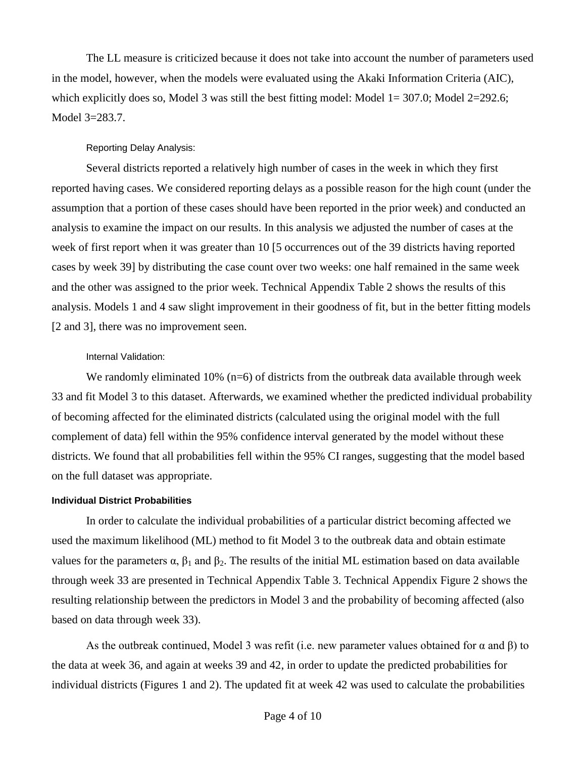The LL measure is criticized because it does not take into account the number of parameters used in the model, however, when the models were evaluated using the Akaki Information Criteria (AIC), which explicitly does so, Model 3 was still the best fitting model: Model 1= 307.0; Model 2=292.6; Model 3=283.7.

#### Reporting Delay Analysis:

Several districts reported a relatively high number of cases in the week in which they first reported having cases. We considered reporting delays as a possible reason for the high count (under the assumption that a portion of these cases should have been reported in the prior week) and conducted an analysis to examine the impact on our results. In this analysis we adjusted the number of cases at the week of first report when it was greater than 10 [5 occurrences out of the 39 districts having reported cases by week 39] by distributing the case count over two weeks: one half remained in the same week and the other was assigned to the prior week. Technical Appendix Table 2 shows the results of this analysis. Models 1 and 4 saw slight improvement in their goodness of fit, but in the better fitting models [2 and 3], there was no improvement seen.

#### Internal Validation:

We randomly eliminated 10% (n=6) of districts from the outbreak data available through week 33 and fit Model 3 to this dataset. Afterwards, we examined whether the predicted individual probability of becoming affected for the eliminated districts (calculated using the original model with the full complement of data) fell within the 95% confidence interval generated by the model without these districts. We found that all probabilities fell within the 95% CI ranges, suggesting that the model based on the full dataset was appropriate.

### Individual District Probabilities

In order to calculate the individual probabilities of a particular district becoming affected we used the maximum likelihood (ML) method to fit Model 3 to the outbreak data and obtain estimate values for the parameters $\alpha$, $\beta_1$ and $\beta_2$. The results of the initial ML estimation based on data available through week 33 are presented in Technical Appendix Table 3. Technical Appendix Figure 2 shows the resulting relationship between the predictors in Model 3 and the probability of becoming affected (also based on data through week 33).

As the outbreak continued, Model 3 was refit (i.e. new parameter values obtained for $\alpha$ and $\beta$) to the data at week 36, and again at weeks 39 and 42, in order to update the predicted probabilities for individual districts (Figures 1 and 2). The updated fit at week 42 was used to calculate the probabilities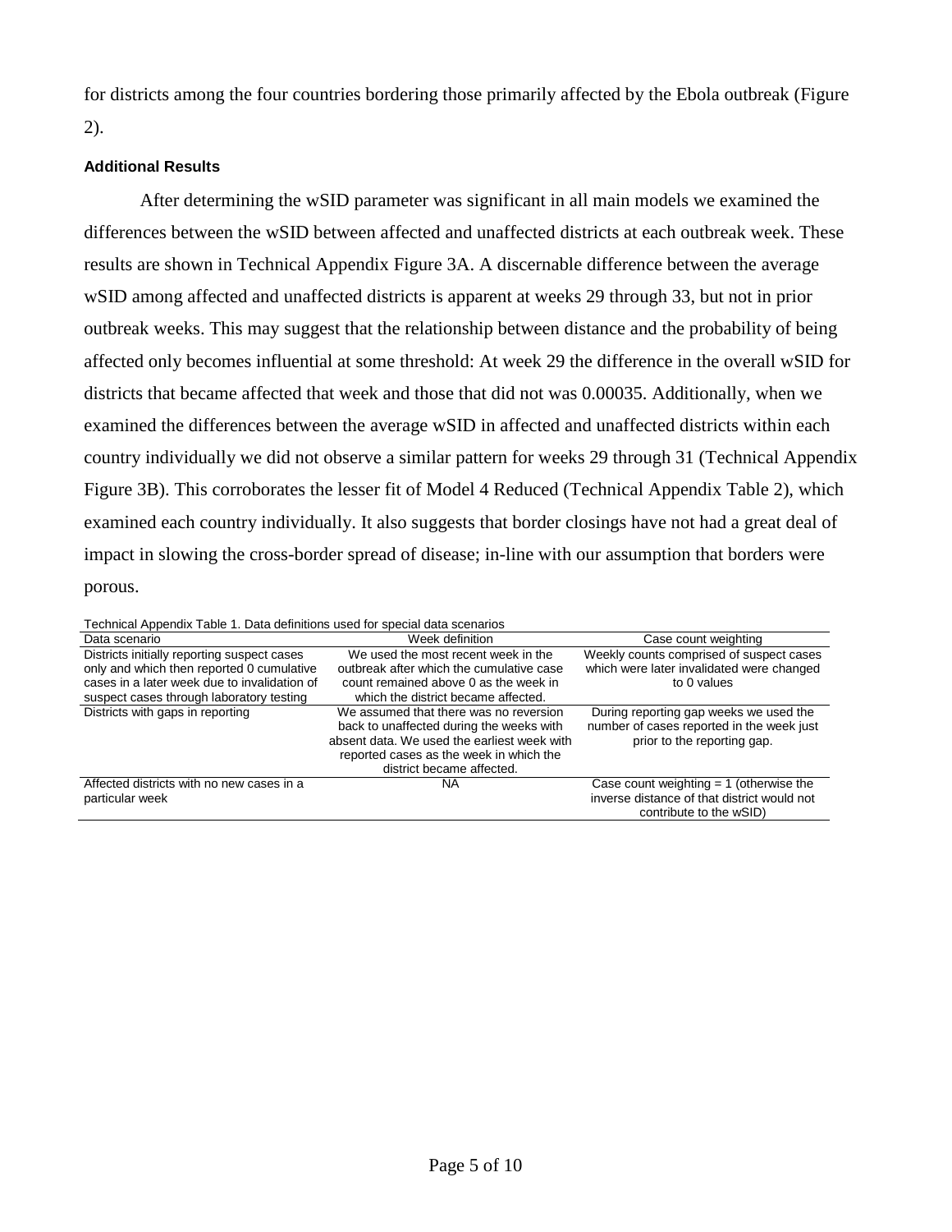for districts among the four countries bordering those primarily affected by the Ebola outbreak (Figure 2).

### Additional Results

After determining the wSID parameter was significant in all main models we examined the differences between the wSID between affected and unaffected districts at each outbreak week. These results are shown in Technical Appendix Figure 3A. A discernable difference between the average wSID among affected and unaffected districts is apparent at weeks 29 through 33, but not in prior outbreak weeks. This may suggest that the relationship between distance and the probability of being affected only becomes influential at some threshold: At week 29 the difference in the overall wSID for districts that became affected that week and those that did not was 0.00035. Additionally, when we examined the differences between the average wSID in affected and unaffected districts within each country individually we did not observe a similar pattern for weeks 29 through 31 (Technical Appendix Figure 3B). This corroborates the lesser fit of Model 4 Reduced (Technical Appendix Table 2), which examined each country individually. It also suggests that border closings have not had a great deal of impact in slowing the cross-border spread of disease; in-line with our assumption that borders were porous.

Technical Appendix Table 1. Data definitions used for special data scenarios

| Data scenario | Week definition | Case count weighting |
|---|---|---|
| Districts initially reporting suspect cases only and which then reported 0 cumulative cases in a later week due to invalidation of suspect cases through laboratory testing | We used the most recent week in the outbreak after which the cumulative case count remained above 0 as the week in which the district became affected. | Weekly counts comprised of suspect cases which were later invalidated were changed to 0 values |
| Districts with gaps in reporting | We assumed that there was no reversion back to unaffected during the weeks with absent data. We used the earliest week with reported cases as the week in which the district became affected. | During reporting gap weeks we used the number of cases reported in the week just prior to the reporting gap. |
| Affected districts with no new cases in a particular week | NA | Case count weighting = 1 (otherwise the inverse distance of that district would not contribute to the wSID) |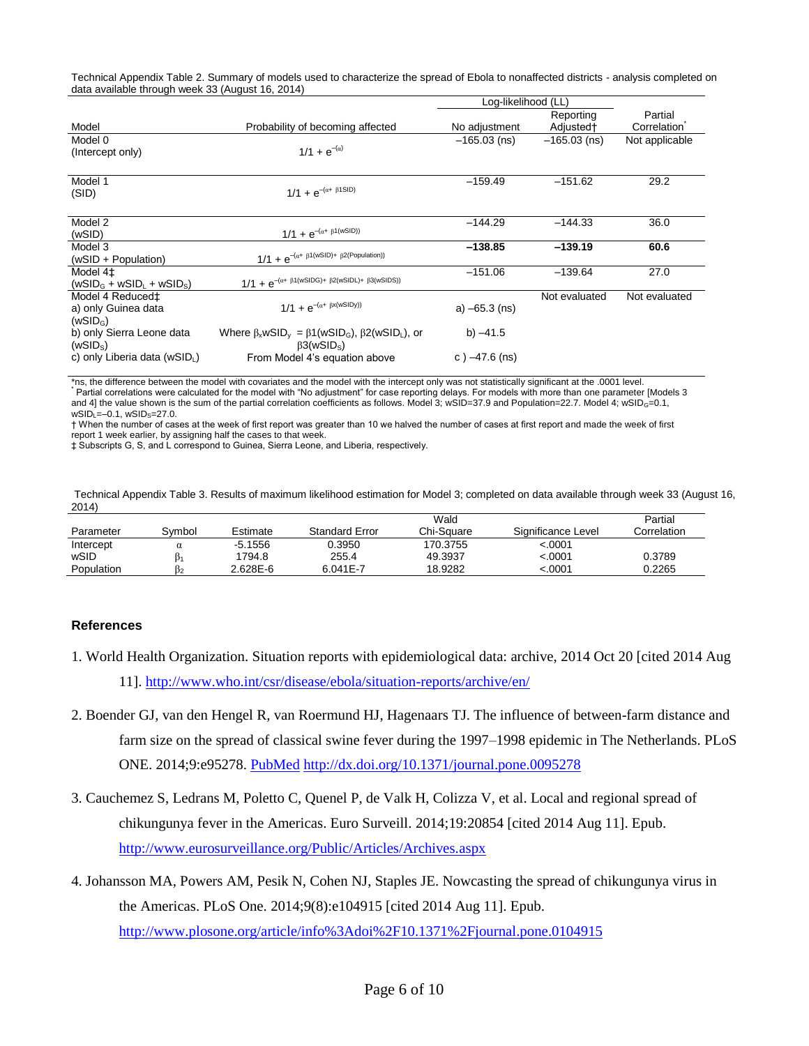Technical Appendix Table 2. Summary of models used to characterize the spread of Ebola to nonaffected districts - analysis completed on data available through week 33 (August 16, 2014)

| Model | Probability of becoming affected | Log-likelihood (LL) | | Partial Correlation* |
|---|---|---|---|---|
| | | No adjustment | Reporting Adjusted† | |
| Model 0 (Intercept only) | $1/1 + e^{-(\alpha)}$ | –165.03 (ns) | –165.03 (ns) | Not applicable |
| Model 1 (SID) | $1/1 + e^{-(\alpha + \beta 1SID)}$ | –159.49 | –151.62 | 29.2 |
| Model 2 (wSID) | $1/1 + e^{-(\alpha + \beta 1(wSID))}$ | –144.29 | –144.33 | 36.0 |
| Model 3 (wSID + Population) | $1/1 + e^{-(\alpha + \beta 1(wSID) + \beta 2(Population))}$ | **–138.85** | **–139.19** | **60.6** |
| Model 4‡ ($wSID_G$ + $wSID_L$ + $wSID_S$) | $1/1 + e^{-(\alpha + \beta 1(wSIDG) + \beta 2(wSIDL) + \beta 3(wSIDS))}$ | –151.06 | –139.64 | 27.0 |
| Model 4 Reduced‡ a) only Guinea data ($wSID_G$) b) only Sierra Leone data ($wSID_S$) c) only Liberia data ($wSID_L$) | $1/1 + e^{-(\alpha + \beta x(wSIDy))}$ Where $\beta_x wSID_y$ = $\beta 1(wSID_G)$, $\beta 2(wSID_L)$, or $\beta 3(wSID_S)$ From Model 4's equation above | a) –65.3 (ns) b) –41.5 c ) –47.6 (ns) | Not evaluated | Not evaluated |

*ns, the difference between the model with covariates and the model with the intercept only was not statistically significant at the .0001 level.
* Partial correlations were calculated for the model with "No adjustment" for case reporting delays. For models with more than one parameter [Models 3 and 4] the value shown is the sum of the partial correlation coefficients as follows. Model 3; wSID=37.9 and Population=22.7. Model 4; $wSID_G$=0.1, $wSID_L$=–0.1, $wSID_S$=27.0.
† When the number of cases at the week of first report was greater than 10 we halved the number of cases at first report and made the week of first report 1 week earlier, by assigning half the cases to that week.
‡ Subscripts G, S, and L correspond to Guinea, Sierra Leone, and Liberia, respectively.

Technical Appendix Table 3. Results of maximum likelihood estimation for Model 3; completed on data available through week 33 (August 16, 2014)

| Parameter | Symbol | Estimate | Standard Error | Wald Chi-Square | Significance Level | Partial Correlation |
|---|---|---|---|---|---|---|
| Intercept | $\alpha$ | -5.1556 | 0.3950 | 170.3755 | <.0001 | |
| wSID | $\beta_1$ | 1794.8 | 255.4 | 49.3937 | <.0001 | 0.3789 |
| Population | $\beta_2$ | 2.628E-6 | 6.041E-7 | 18.9282 | <.0001 | 0.2265 |

## References

1. World Health Organization. Situation reports with epidemiological data: archive, 2014 Oct 20 [cited 2014 Aug 11]. http://www.who.int/csr/disease/ebola/situation-reports/archive/en/
2. Boender GJ, van den Hengel R, van Roermund HJ, Hagenaars TJ. The influence of between-farm distance and farm size on the spread of classical swine fever during the 1997–1998 epidemic in The Netherlands. PLoS ONE. 2014;9:e95278. PubMed http://dx.doi.org/10.1371/journal.pone.0095278
3. Cauchemez S, Ledrans M, Poletto C, Quenel P, de Valk H, Colizza V, et al. Local and regional spread of chikungunya fever in the Americas. Euro Surveill. 2014;19:20854 [cited 2014 Aug 11]. Epub. http://www.eurosurveillance.org/Public/Articles/Archives.aspx
4. Johansson MA, Powers AM, Pesik N, Cohen NJ, Staples JE. Nowcasting the spread of chikungunya virus in the Americas. PLoS One. 2014;9(8):e104915 [cited 2014 Aug 11]. Epub. http://www.plosone.org/article/info%3Adoi%2F10.1371%2Fjournal.pone.0104915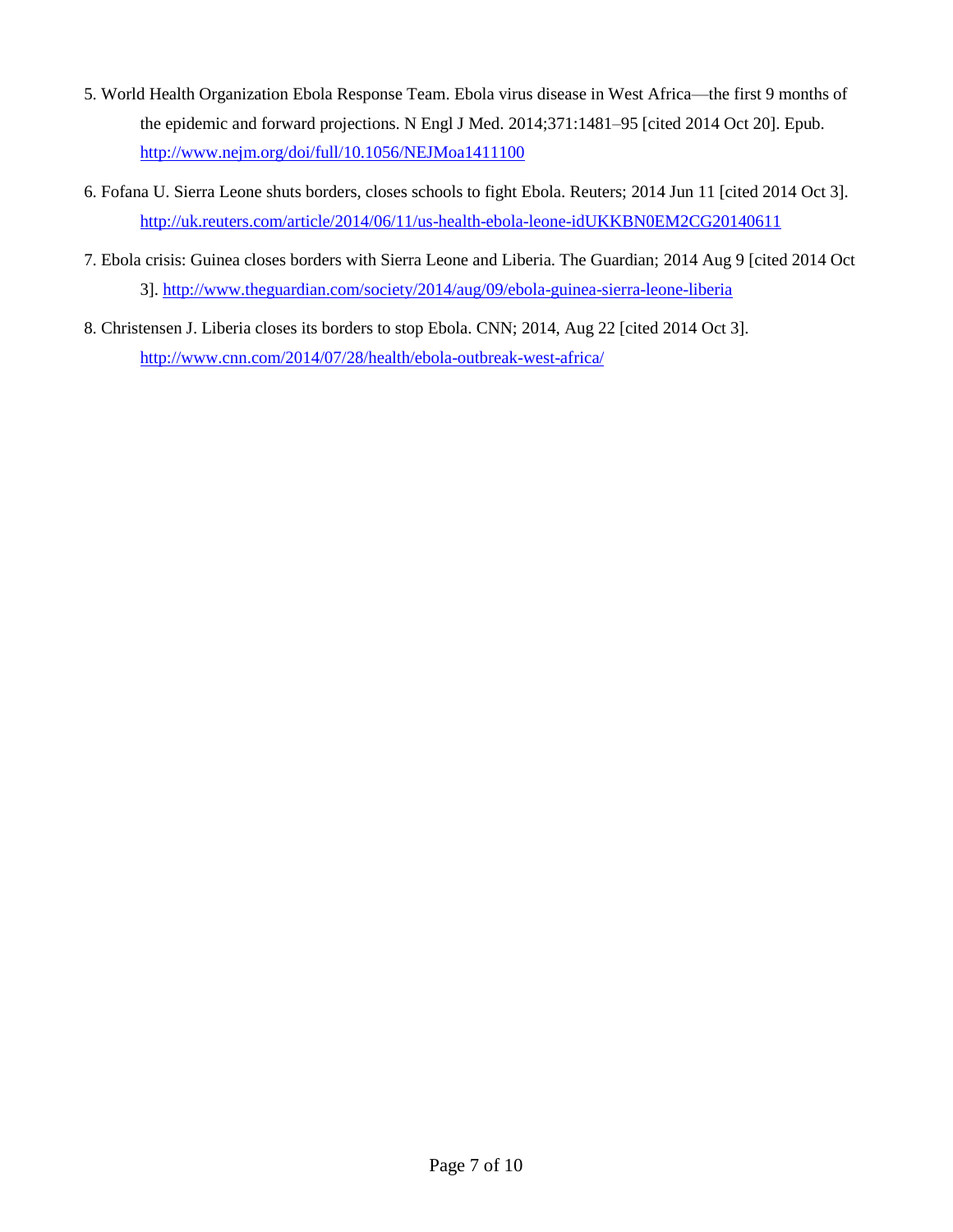5. World Health Organization Ebola Response Team. Ebola virus disease in West Africa—the first 9 months of the epidemic and forward projections. N Engl J Med. 2014;371:1481–95 [cited 2014 Oct 20]. Epub. http://www.nejm.org/doi/full/10.1056/NEJMoa1411100

6. Fofana U. Sierra Leone shuts borders, closes schools to fight Ebola. Reuters; 2014 Jun 11 [cited 2014 Oct 3]. http://uk.reuters.com/article/2014/06/11/us-health-ebola-leone-idUKKBN0EM2CG20140611

7. Ebola crisis: Guinea closes borders with Sierra Leone and Liberia. The Guardian; 2014 Aug 9 [cited 2014 Oct 3]. http://www.theguardian.com/society/2014/aug/09/ebola-guinea-sierra-leone-liberia

8. Christensen J. Liberia closes its borders to stop Ebola. CNN; 2014, Aug 22 [cited 2014 Oct 3]. http://www.cnn.com/2014/07/28/health/ebola-outbreak-west-africa/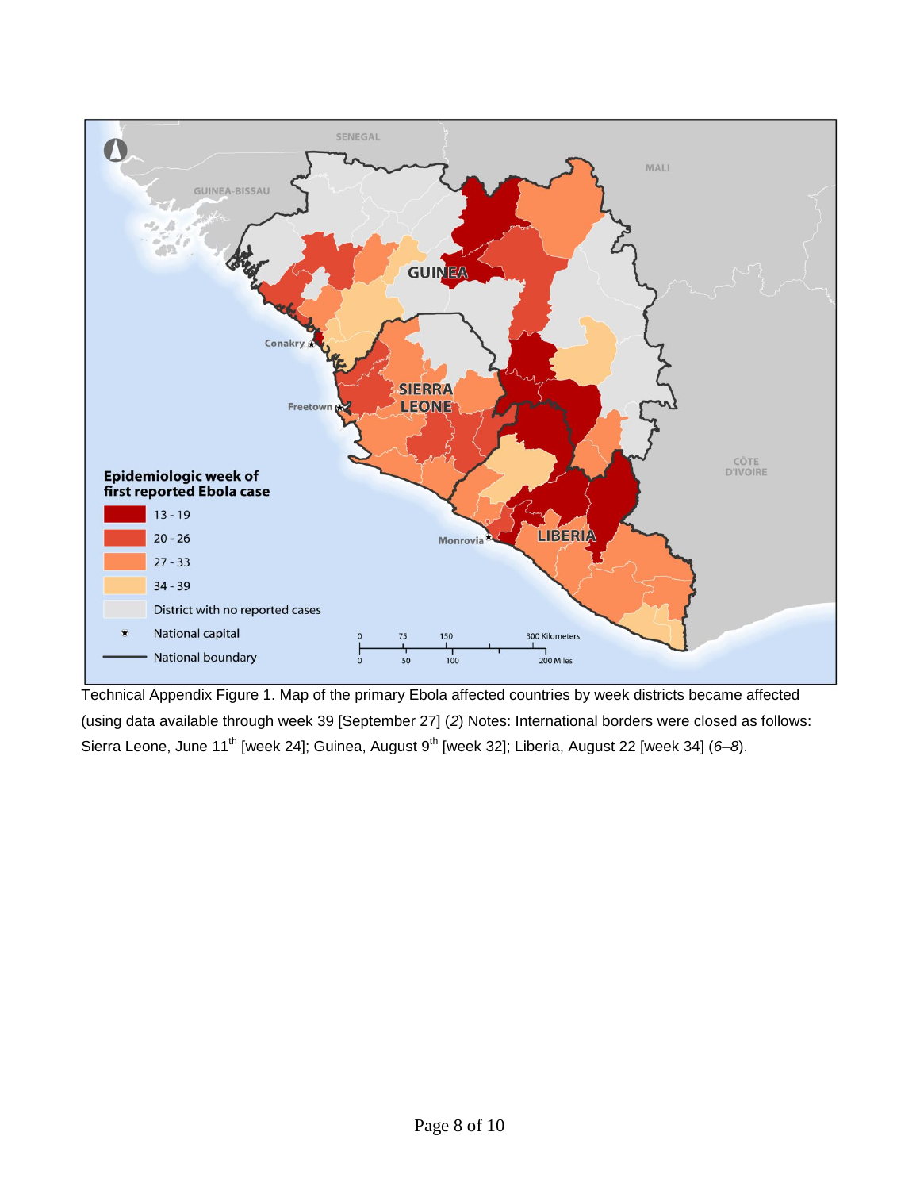Technical Appendix Figure 1. Map of the primary Ebola affected countries by week districts became affected (using data available through week 39 [September 27] (*2*) Notes: International borders were closed as follows: Sierra Leone, June 11th [week 24]; Guinea, August 9th [week 32]; Liberia, August 22 [week 34] (*6–8*).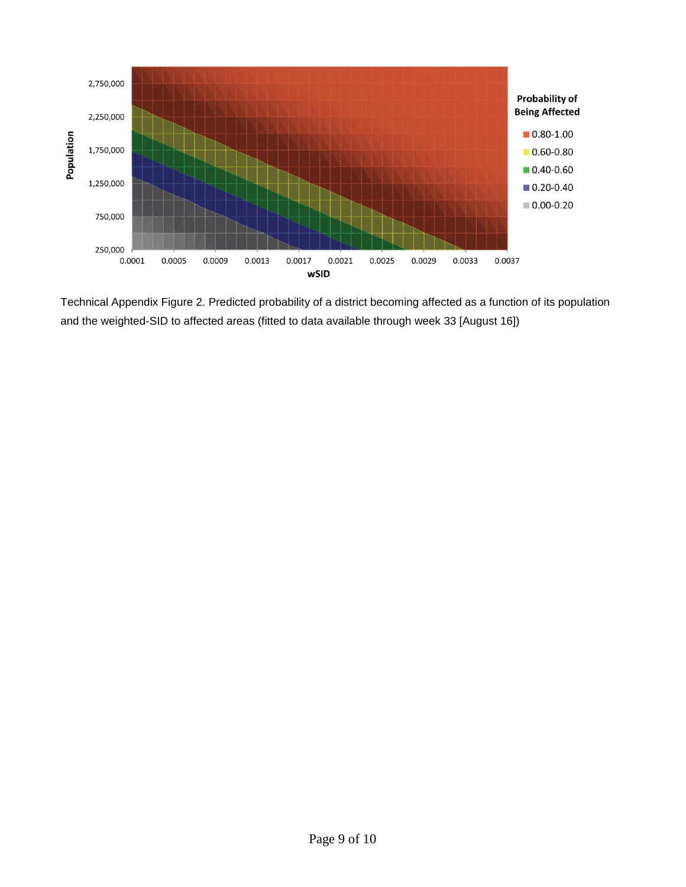Technical Appendix Figure 2. Predicted probability of a district becoming affected as a function of its population and the weighted-SID to affected areas (fitted to data available through week 33 [August 16])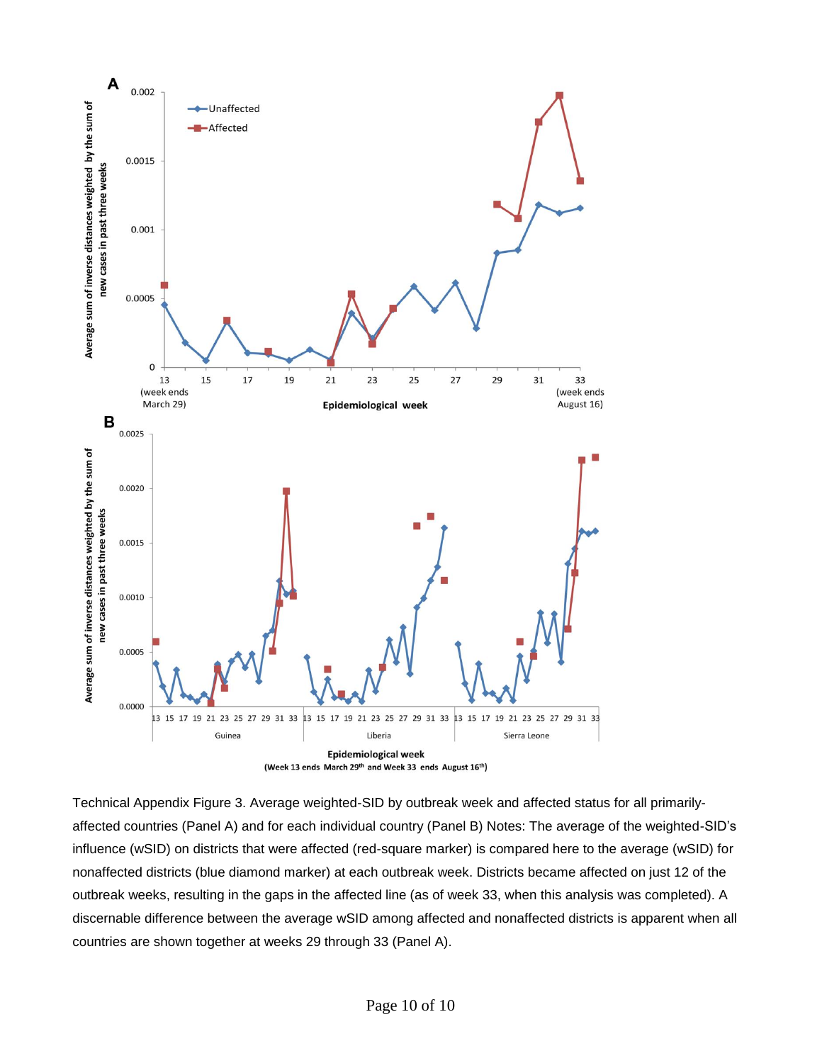A

Average sum of inverse distances weighted by the sum of new cases in past three weeks

0.002

0.0015

0.001

0.0005

0

Unaffected

Affected

13 (week ends March 29)

15

17

19

21

23

25

27

29

31

33 (week ends August 16)

Epidemiological week

B

Average sum of inverse distances weighted by the sum of new cases in past three weeks

0.0025

0.0020

0.0015

0.0010

0.0005

0.0000

13 15 17 19 21 23 25 27 29 31 33

Guinea

13 15 17 19 21 23 25 27 29 31 33

Liberia

13 15 17 19 21 23 25 27 29 31 33

Sierra Leone

Epidemiological week

(Week 13 ends March 29th and Week 33 ends August 16th)

Technical Appendix Figure 3. Average weighted-SID by outbreak week and affected status for all primarily-affected countries (Panel A) and for each individual country (Panel B) Notes: The average of the weighted-SID's influence (wSID) on districts that were affected (red-square marker) is compared here to the average (wSID) for nonaffected districts (blue diamond marker) at each outbreak week. Districts became affected on just 12 of the outbreak weeks, resulting in the gaps in the affected line (as of week 33, when this analysis was completed). A discernable difference between the average wSID among affected and nonaffected districts is apparent when all countries are shown together at weeks 29 through 33 (Panel A).